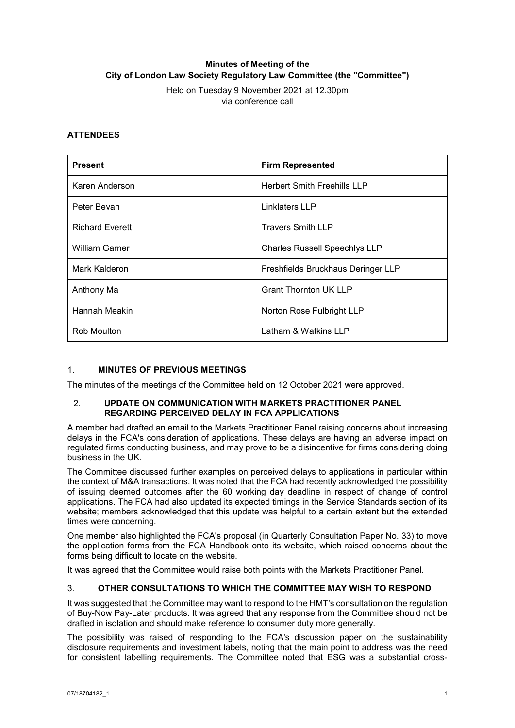# Minutes of Meeting of the City of London Law Society Regulatory Law Committee (the "Committee")

Held on Tuesday 9 November 2021 at 12.30pm
via conference call

## ATTENDEES

| Present | Firm Represented |
| --- | --- |
| Karen Anderson | Herbert Smith Freehills LLP |
| Peter Bevan | Linklaters LLP |
| Richard Everett | Travers Smith LLP |
| William Garner | Charles Russell Speechlys LLP |
| Mark Kalderon | Freshfields Bruckhaus Deringer LLP |
| Anthony Ma | Grant Thornton UK LLP |
| Hannah Meakin | Norton Rose Fulbright LLP |
| Rob Moulton | Latham & Watkins LLP |

## 1. MINUTES OF PREVIOUS MEETINGS

The minutes of the meetings of the Committee held on 12 October 2021 were approved.

## 2. UPDATE ON COMMUNICATION WITH MARKETS PRACTITIONER PANEL REGARDING PERCEIVED DELAY IN FCA APPLICATIONS

A member had drafted an email to the Markets Practitioner Panel raising concerns about increasing delays in the FCA's consideration of applications. These delays are having an adverse impact on regulated firms conducting business, and may prove to be a disincentive for firms considering doing business in the UK.

The Committee discussed further examples on perceived delays to applications in particular within the context of M&A transactions. It was noted that the FCA had recently acknowledged the possibility of issuing deemed outcomes after the 60 working day deadline in respect of change of control applications. The FCA had also updated its expected timings in the Service Standards section of its website; members acknowledged that this update was helpful to a certain extent but the extended times were concerning.

One member also highlighted the FCA's proposal (in Quarterly Consultation Paper No. 33) to move the application forms from the FCA Handbook onto its website, which raised concerns about the forms being difficult to locate on the website.

It was agreed that the Committee would raise both points with the Markets Practitioner Panel.

## 3. OTHER CONSULTATIONS TO WHICH THE COMMITTEE MAY WISH TO RESPOND

It was suggested that the Committee may want to respond to the HMT's consultation on the regulation of Buy-Now Pay-Later products. It was agreed that any response from the Committee should not be drafted in isolation and should make reference to consumer duty more generally.

The possibility was raised of responding to the FCA's discussion paper on the sustainability disclosure requirements and investment labels, noting that the main point to address was the need for consistent labelling requirements. The Committee noted that ESG was a substantial cross-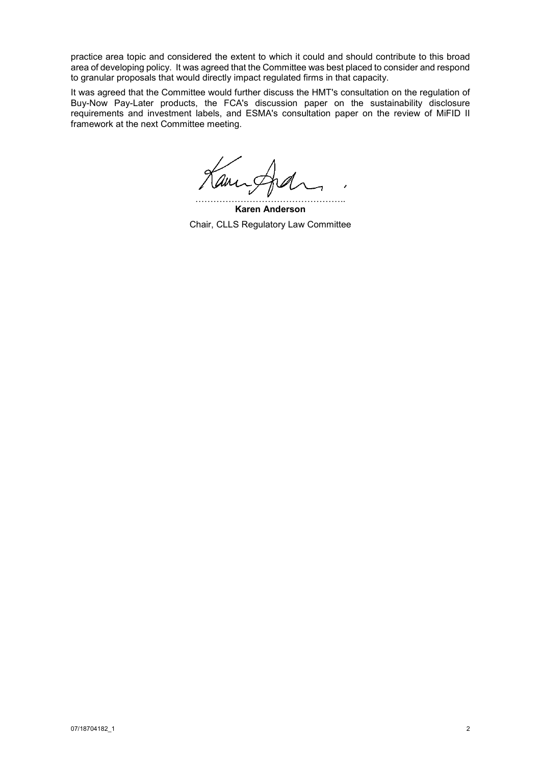practice area topic and considered the extent to which it could and should contribute to this broad area of developing policy. It was agreed that the Committee was best placed to consider and respond to granular proposals that would directly impact regulated firms in that capacity.

It was agreed that the Committee would further discuss the HMT's consultation on the regulation of Buy-Now Pay-Later products, the FCA's discussion paper on the sustainability disclosure requirements and investment labels, and ESMA's consultation paper on the review of MiFID II framework at the next Committee meeting.

…………………………………………..

**Karen Anderson**

Chair, CLLS Regulatory Law Committee

07/18704182_1